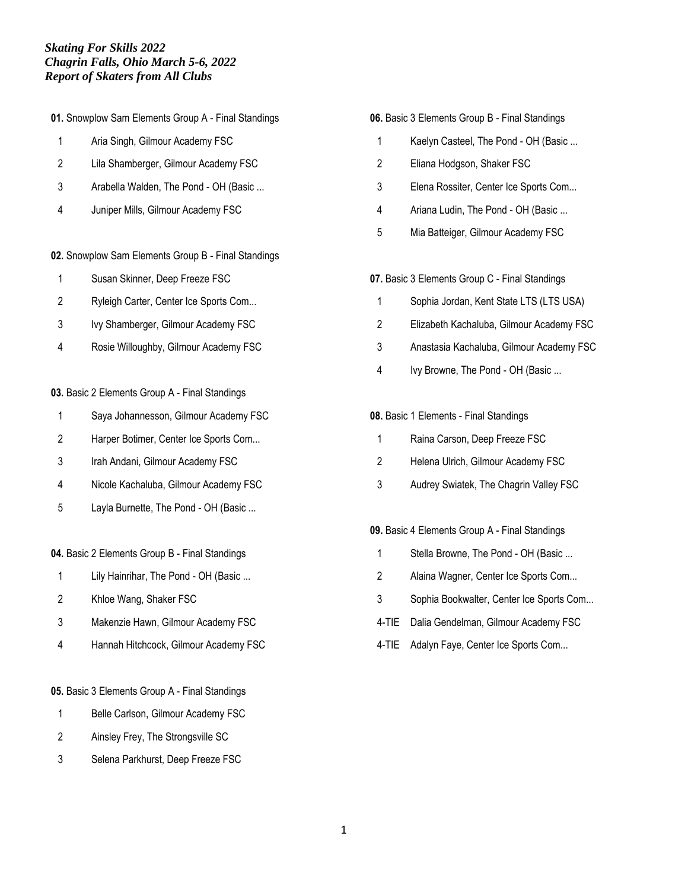*Skating For Skills 2022*
*Chagrin Falls, Ohio March 5-6, 2022*
*Report of Skaters from All Clubs*

**01.** Snowplow Sam Elements Group A - Final Standings

| | |
|---|---|
| 1 | Aria Singh, Gilmour Academy FSC |
| 2 | Lila Shamberger, Gilmour Academy FSC |
| 3 | Arabella Walden, The Pond - OH (Basic ... |
| 4 | Juniper Mills, Gilmour Academy FSC |

**02.** Snowplow Sam Elements Group B - Final Standings

| | |
|---|---|
| 1 | Susan Skinner, Deep Freeze FSC |
| 2 | Ryleigh Carter, Center Ice Sports Com... |
| 3 | Ivy Shamberger, Gilmour Academy FSC |
| 4 | Rosie Willoughby, Gilmour Academy FSC |

**03.** Basic 2 Elements Group A - Final Standings

| | |
|---|---|
| 1 | Saya Johannesson, Gilmour Academy FSC |
| 2 | Harper Botimer, Center Ice Sports Com... |
| 3 | Irah Andani, Gilmour Academy FSC |
| 4 | Nicole Kachaluba, Gilmour Academy FSC |
| 5 | Layla Burnette, The Pond - OH (Basic ... |

**04.** Basic 2 Elements Group B - Final Standings

| | |
|---|---|
| 1 | Lily Hainrihar, The Pond - OH (Basic ... |
| 2 | Khloe Wang, Shaker FSC |
| 3 | Makenzie Hawn, Gilmour Academy FSC |
| 4 | Hannah Hitchcock, Gilmour Academy FSC |

**05.** Basic 3 Elements Group A - Final Standings

| | |
|---|---|
| 1 | Belle Carlson, Gilmour Academy FSC |
| 2 | Ainsley Frey, The Strongsville SC |
| 3 | Selena Parkhurst, Deep Freeze FSC |

**06.** Basic 3 Elements Group B - Final Standings

| | |
|---|---|
| 1 | Kaelyn Casteel, The Pond - OH (Basic ... |
| 2 | Eliana Hodgson, Shaker FSC |
| 3 | Elena Rossiter, Center Ice Sports Com... |
| 4 | Ariana Ludin, The Pond - OH (Basic ... |
| 5 | Mia Batteiger, Gilmour Academy FSC |

**07.** Basic 3 Elements Group C - Final Standings

| | |
|---|---|
| 1 | Sophia Jordan, Kent State LTS (LTS USA) |
| 2 | Elizabeth Kachaluba, Gilmour Academy FSC |
| 3 | Anastasia Kachaluba, Gilmour Academy FSC |
| 4 | Ivy Browne, The Pond - OH (Basic ... |

**08.** Basic 1 Elements - Final Standings

| | |
|---|---|
| 1 | Raina Carson, Deep Freeze FSC |
| 2 | Helena Ulrich, Gilmour Academy FSC |
| 3 | Audrey Swiatek, The Chagrin Valley FSC |

**09.** Basic 4 Elements Group A - Final Standings

| | |
|---|---|
| 1 | Stella Browne, The Pond - OH (Basic ... |
| 2 | Alaina Wagner, Center Ice Sports Com... |
| 3 | Sophia Bookwalter, Center Ice Sports Com... |
| 4-TIE | Dalia Gendelman, Gilmour Academy FSC |
| 4-TIE | Adalyn Faye, Center Ice Sports Com... |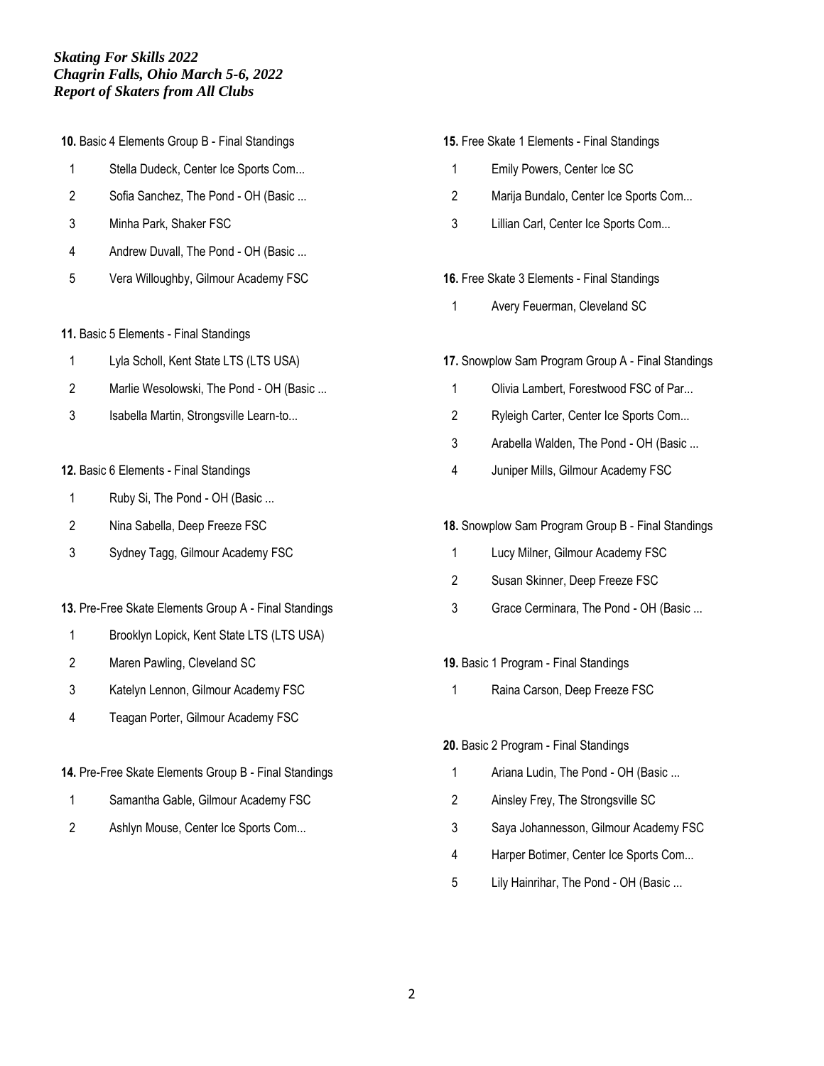*Skating For Skills 2022*
*Chagrin Falls, Ohio March 5-6, 2022*
*Report of Skaters from All Clubs*

**10.** Basic 4 Elements Group B - Final Standings

1 Stella Dudeck, Center Ice Sports Com...
2 Sofia Sanchez, The Pond - OH (Basic ...
3 Minha Park, Shaker FSC
4 Andrew Duvall, The Pond - OH (Basic ...
5 Vera Willoughby, Gilmour Academy FSC

**11.** Basic 5 Elements - Final Standings

1 Lyla Scholl, Kent State LTS (LTS USA)
2 Marlie Wesolowski, The Pond - OH (Basic ...
3 Isabella Martin, Strongsville Learn-to...

**12.** Basic 6 Elements - Final Standings

1 Ruby Si, The Pond - OH (Basic ...
2 Nina Sabella, Deep Freeze FSC
3 Sydney Tagg, Gilmour Academy FSC

**13.** Pre-Free Skate Elements Group A - Final Standings

1 Brooklyn Lopick, Kent State LTS (LTS USA)
2 Maren Pawling, Cleveland SC
3 Katelyn Lennon, Gilmour Academy FSC
4 Teagan Porter, Gilmour Academy FSC

**14.** Pre-Free Skate Elements Group B - Final Standings

1 Samantha Gable, Gilmour Academy FSC
2 Ashlyn Mouse, Center Ice Sports Com...

**15.** Free Skate 1 Elements - Final Standings

1 Emily Powers, Center Ice SC
2 Marija Bundalo, Center Ice Sports Com...
3 Lillian Carl, Center Ice Sports Com...

**16.** Free Skate 3 Elements - Final Standings

1 Avery Feuerman, Cleveland SC

**17.** Snowplow Sam Program Group A - Final Standings

1 Olivia Lambert, Forestwood FSC of Par...
2 Ryleigh Carter, Center Ice Sports Com...
3 Arabella Walden, The Pond - OH (Basic ...
4 Juniper Mills, Gilmour Academy FSC

**18.** Snowplow Sam Program Group B - Final Standings

1 Lucy Milner, Gilmour Academy FSC
2 Susan Skinner, Deep Freeze FSC
3 Grace Cerminara, The Pond - OH (Basic ...

**19.** Basic 1 Program - Final Standings

1 Raina Carson, Deep Freeze FSC

**20.** Basic 2 Program - Final Standings

1 Ariana Ludin, The Pond - OH (Basic ...
2 Ainsley Frey, The Strongsville SC
3 Saya Johannesson, Gilmour Academy FSC
4 Harper Botimer, Center Ice Sports Com...
5 Lily Hainrihar, The Pond - OH (Basic ...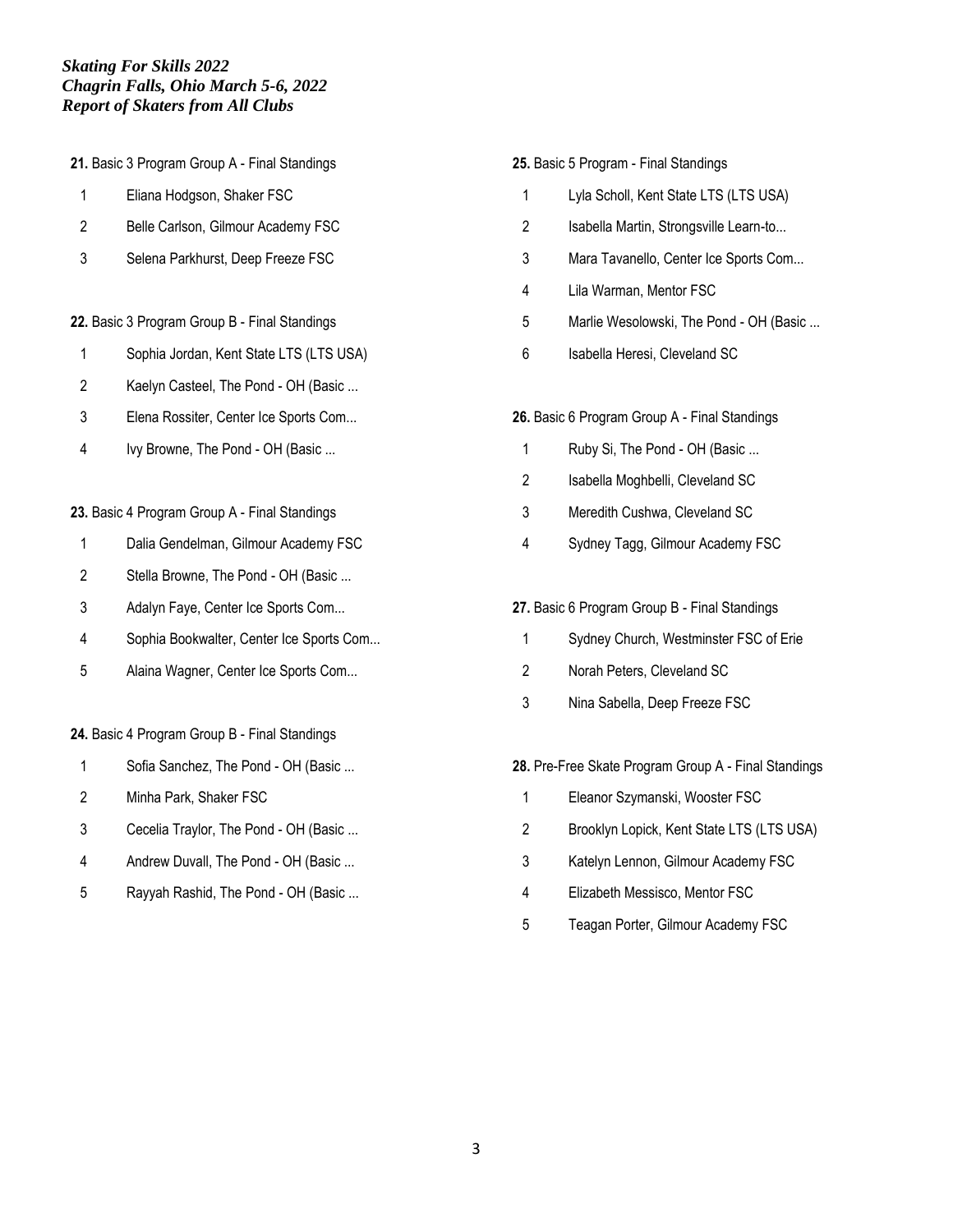*Skating For Skills 2022*
*Chagrin Falls, Ohio March 5-6, 2022*
*Report of Skaters from All Clubs*

**21.** Basic 3 Program Group A - Final Standings

1 Eliana Hodgson, Shaker FSC
2 Belle Carlson, Gilmour Academy FSC
3 Selena Parkhurst, Deep Freeze FSC

**22.** Basic 3 Program Group B - Final Standings

1 Sophia Jordan, Kent State LTS (LTS USA)
2 Kaelyn Casteel, The Pond - OH (Basic ...
3 Elena Rossiter, Center Ice Sports Com...
4 Ivy Browne, The Pond - OH (Basic ...

**23.** Basic 4 Program Group A - Final Standings

1 Dalia Gendelman, Gilmour Academy FSC
2 Stella Browne, The Pond - OH (Basic ...
3 Adalyn Faye, Center Ice Sports Com...
4 Sophia Bookwalter, Center Ice Sports Com...
5 Alaina Wagner, Center Ice Sports Com...

**24.** Basic 4 Program Group B - Final Standings

1 Sofia Sanchez, The Pond - OH (Basic ...
2 Minha Park, Shaker FSC
3 Cecelia Traylor, The Pond - OH (Basic ...
4 Andrew Duvall, The Pond - OH (Basic ...
5 Rayyah Rashid, The Pond - OH (Basic ...

**25.** Basic 5 Program - Final Standings

1 Lyla Scholl, Kent State LTS (LTS USA)
2 Isabella Martin, Strongsville Learn-to...
3 Mara Tavanello, Center Ice Sports Com...
4 Lila Warman, Mentor FSC
5 Marlie Wesolowski, The Pond - OH (Basic ...
6 Isabella Heresi, Cleveland SC

**26.** Basic 6 Program Group A - Final Standings

1 Ruby Si, The Pond - OH (Basic ...
2 Isabella Moghbelli, Cleveland SC
3 Meredith Cushwa, Cleveland SC
4 Sydney Tagg, Gilmour Academy FSC

**27.** Basic 6 Program Group B - Final Standings

1 Sydney Church, Westminster FSC of Erie
2 Norah Peters, Cleveland SC
3 Nina Sabella, Deep Freeze FSC

**28.** Pre-Free Skate Program Group A - Final Standings

1 Eleanor Szymanski, Wooster FSC
2 Brooklyn Lopick, Kent State LTS (LTS USA)
3 Katelyn Lennon, Gilmour Academy FSC
4 Elizabeth Messisco, Mentor FSC
5 Teagan Porter, Gilmour Academy FSC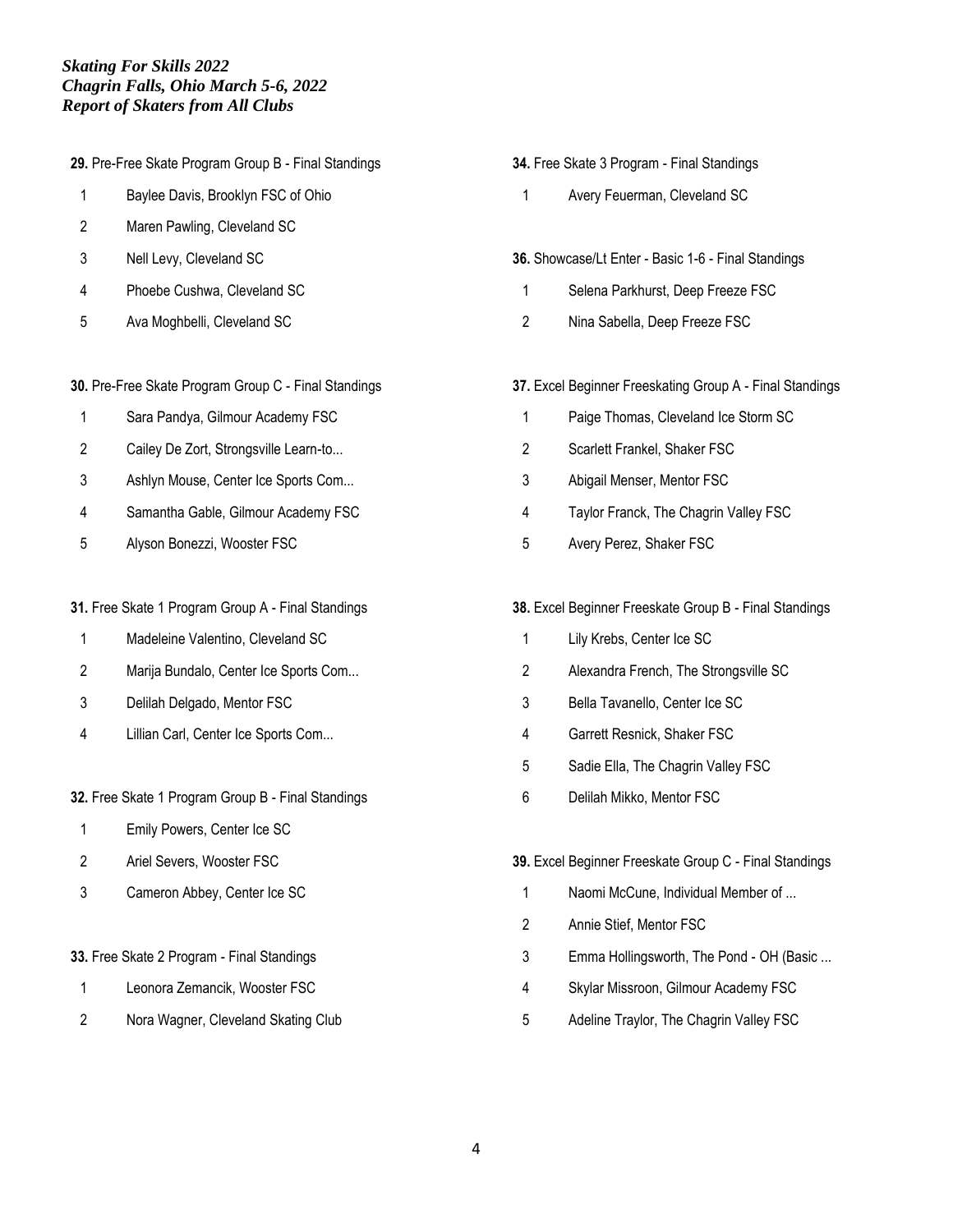**29.** Pre-Free Skate Program Group B - Final Standings

1 Baylee Davis, Brooklyn FSC of Ohio
2 Maren Pawling, Cleveland SC
3 Nell Levy, Cleveland SC
4 Phoebe Cushwa, Cleveland SC
5 Ava Moghbelli, Cleveland SC

**30.** Pre-Free Skate Program Group C - Final Standings

1 Sara Pandya, Gilmour Academy FSC
2 Cailey De Zort, Strongsville Learn-to...
3 Ashlyn Mouse, Center Ice Sports Com...
4 Samantha Gable, Gilmour Academy FSC
5 Alyson Bonezzi, Wooster FSC

**31.** Free Skate 1 Program Group A - Final Standings

1 Madeleine Valentino, Cleveland SC
2 Marija Bundalo, Center Ice Sports Com...
3 Delilah Delgado, Mentor FSC
4 Lillian Carl, Center Ice Sports Com...

**32.** Free Skate 1 Program Group B - Final Standings

1 Emily Powers, Center Ice SC
2 Ariel Severs, Wooster FSC
3 Cameron Abbey, Center Ice SC

**33.** Free Skate 2 Program - Final Standings

1 Leonora Zemancik, Wooster FSC
2 Nora Wagner, Cleveland Skating Club

**34.** Free Skate 3 Program - Final Standings

1 Avery Feuerman, Cleveland SC

**36.** Showcase/Lt Enter - Basic 1-6 - Final Standings

1 Selena Parkhurst, Deep Freeze FSC
2 Nina Sabella, Deep Freeze FSC

**37.** Excel Beginner Freeskating Group A - Final Standings

1 Paige Thomas, Cleveland Ice Storm SC
2 Scarlett Frankel, Shaker FSC
3 Abigail Menser, Mentor FSC
4 Taylor Franck, The Chagrin Valley FSC
5 Avery Perez, Shaker FSC

**38.** Excel Beginner Freeskate Group B - Final Standings

1 Lily Krebs, Center Ice SC
2 Alexandra French, The Strongsville SC
3 Bella Tavanello, Center Ice SC
4 Garrett Resnick, Shaker FSC
5 Sadie Ella, The Chagrin Valley FSC
6 Delilah Mikko, Mentor FSC

**39.** Excel Beginner Freeskate Group C - Final Standings

1 Naomi McCune, Individual Member of ...
2 Annie Stief, Mentor FSC
3 Emma Hollingsworth, The Pond - OH (Basic ...
4 Skylar Missroon, Gilmour Academy FSC
5 Adeline Traylor, The Chagrin Valley FSC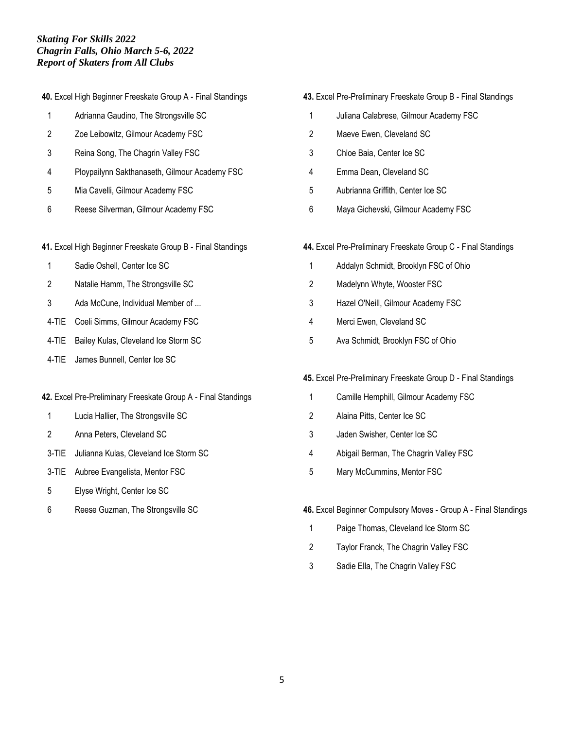*Skating For Skills 2022*
*Chagrin Falls, Ohio March 5-6, 2022*
*Report of Skaters from All Clubs*

**40.** Excel High Beginner Freeskate Group A - Final Standings

| | |
|---|---|
| 1 | Adrianna Gaudino, The Strongsville SC |
| 2 | Zoe Leibowitz, Gilmour Academy FSC |
| 3 | Reina Song, The Chagrin Valley FSC |
| 4 | Ploypailynn Sakthanaseth, Gilmour Academy FSC |
| 5 | Mia Cavelli, Gilmour Academy FSC |
| 6 | Reese Silverman, Gilmour Academy FSC |

**41.** Excel High Beginner Freeskate Group B - Final Standings

| | |
|---|---|
| 1 | Sadie Oshell, Center Ice SC |
| 2 | Natalie Hamm, The Strongsville SC |
| 3 | Ada McCune, Individual Member of ... |
| 4-TIE | Coeli Simms, Gilmour Academy FSC |
| 4-TIE | Bailey Kulas, Cleveland Ice Storm SC |
| 4-TIE | James Bunnell, Center Ice SC |

**42.** Excel Pre-Preliminary Freeskate Group A - Final Standings

| | |
|---|---|
| 1 | Lucia Hallier, The Strongsville SC |
| 2 | Anna Peters, Cleveland SC |
| 3-TIE | Julianna Kulas, Cleveland Ice Storm SC |
| 3-TIE | Aubree Evangelista, Mentor FSC |
| 5 | Elyse Wright, Center Ice SC |
| 6 | Reese Guzman, The Strongsville SC |

**43.** Excel Pre-Preliminary Freeskate Group B - Final Standings

| | |
|---|---|
| 1 | Juliana Calabrese, Gilmour Academy FSC |
| 2 | Maeve Ewen, Cleveland SC |
| 3 | Chloe Baia, Center Ice SC |
| 4 | Emma Dean, Cleveland SC |
| 5 | Aubrianna Griffith, Center Ice SC |
| 6 | Maya Gichevski, Gilmour Academy FSC |

**44.** Excel Pre-Preliminary Freeskate Group C - Final Standings

| | |
|---|---|
| 1 | Addalyn Schmidt, Brooklyn FSC of Ohio |
| 2 | Madelynn Whyte, Wooster FSC |
| 3 | Hazel O'Neill, Gilmour Academy FSC |
| 4 | Merci Ewen, Cleveland SC |
| 5 | Ava Schmidt, Brooklyn FSC of Ohio |

**45.** Excel Pre-Preliminary Freeskate Group D - Final Standings

| | |
|---|---|
| 1 | Camille Hemphill, Gilmour Academy FSC |
| 2 | Alaina Pitts, Center Ice SC |
| 3 | Jaden Swisher, Center Ice SC |
| 4 | Abigail Berman, The Chagrin Valley FSC |
| 5 | Mary McCummins, Mentor FSC |

**46.** Excel Beginner Compulsory Moves - Group A - Final Standings

| | |
|---|---|
| 1 | Paige Thomas, Cleveland Ice Storm SC |
| 2 | Taylor Franck, The Chagrin Valley FSC |
| 3 | Sadie Ella, The Chagrin Valley FSC |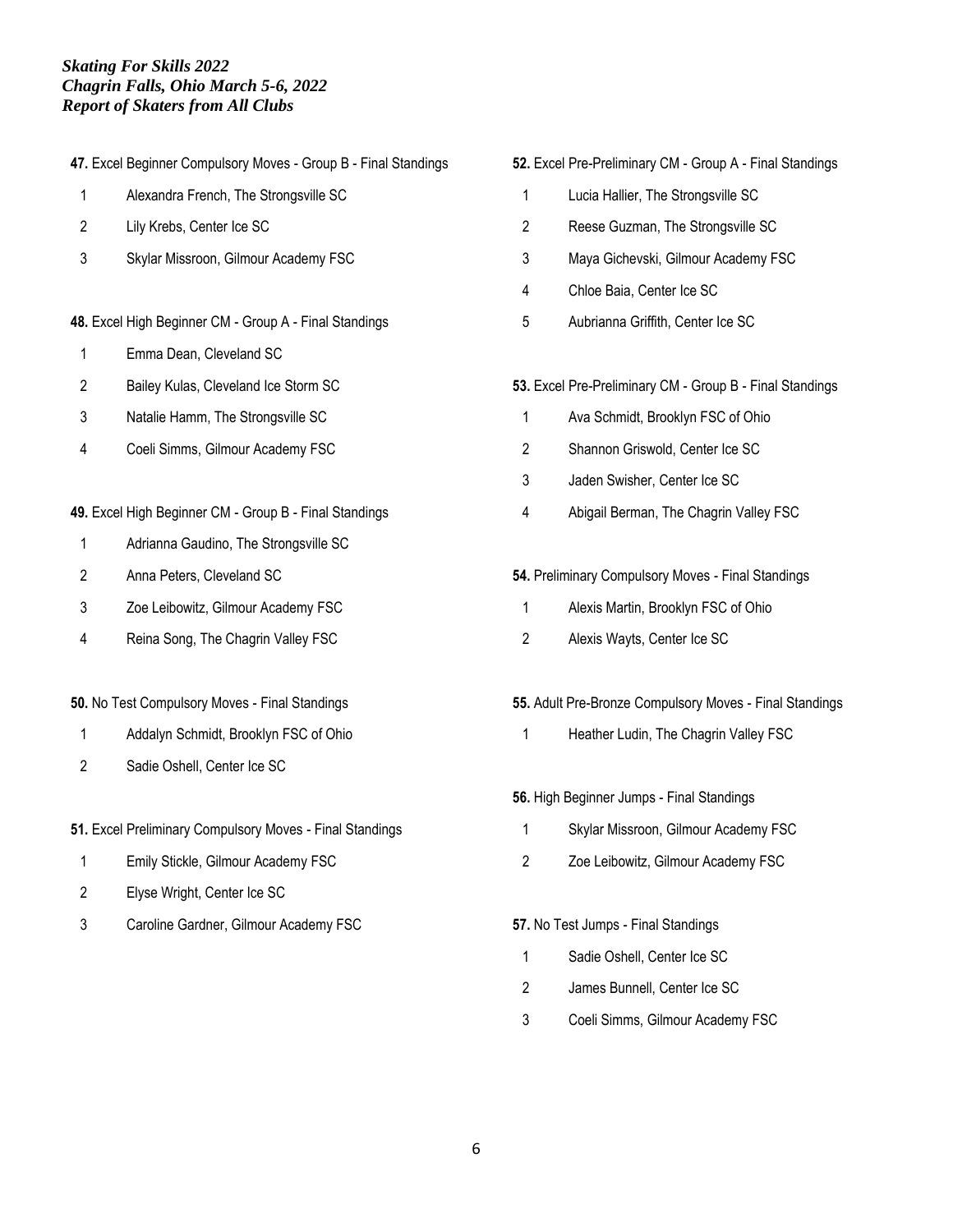**47.** Excel Beginner Compulsory Moves - Group B - Final Standings

1. Alexandra French, The Strongsville SC
2. Lily Krebs, Center Ice SC
3. Skylar Missroon, Gilmour Academy FSC

**48.** Excel High Beginner CM - Group A - Final Standings

1. Emma Dean, Cleveland SC
2. Bailey Kulas, Cleveland Ice Storm SC
3. Natalie Hamm, The Strongsville SC
4. Coeli Simms, Gilmour Academy FSC

**49.** Excel High Beginner CM - Group B - Final Standings

1. Adrianna Gaudino, The Strongsville SC
2. Anna Peters, Cleveland SC
3. Zoe Leibowitz, Gilmour Academy FSC
4. Reina Song, The Chagrin Valley FSC

**50.** No Test Compulsory Moves - Final Standings

1. Addalyn Schmidt, Brooklyn FSC of Ohio
2. Sadie Oshell, Center Ice SC

**51.** Excel Preliminary Compulsory Moves - Final Standings

1. Emily Stickle, Gilmour Academy FSC
2. Elyse Wright, Center Ice SC
3. Caroline Gardner, Gilmour Academy FSC

**52.** Excel Pre-Preliminary CM - Group A - Final Standings

1. Lucia Hallier, The Strongsville SC
2. Reese Guzman, The Strongsville SC
3. Maya Gichevski, Gilmour Academy FSC
4. Chloe Baia, Center Ice SC
5. Aubrianna Griffith, Center Ice SC

**53.** Excel Pre-Preliminary CM - Group B - Final Standings

1. Ava Schmidt, Brooklyn FSC of Ohio
2. Shannon Griswold, Center Ice SC
3. Jaden Swisher, Center Ice SC
4. Abigail Berman, The Chagrin Valley FSC

**54.** Preliminary Compulsory Moves - Final Standings

1. Alexis Martin, Brooklyn FSC of Ohio
2. Alexis Wayts, Center Ice SC

**55.** Adult Pre-Bronze Compulsory Moves - Final Standings

1. Heather Ludin, The Chagrin Valley FSC

**56.** High Beginner Jumps - Final Standings

1. Skylar Missroon, Gilmour Academy FSC
2. Zoe Leibowitz, Gilmour Academy FSC

**57.** No Test Jumps - Final Standings

1. Sadie Oshell, Center Ice SC
2. James Bunnell, Center Ice SC
3. Coeli Simms, Gilmour Academy FSC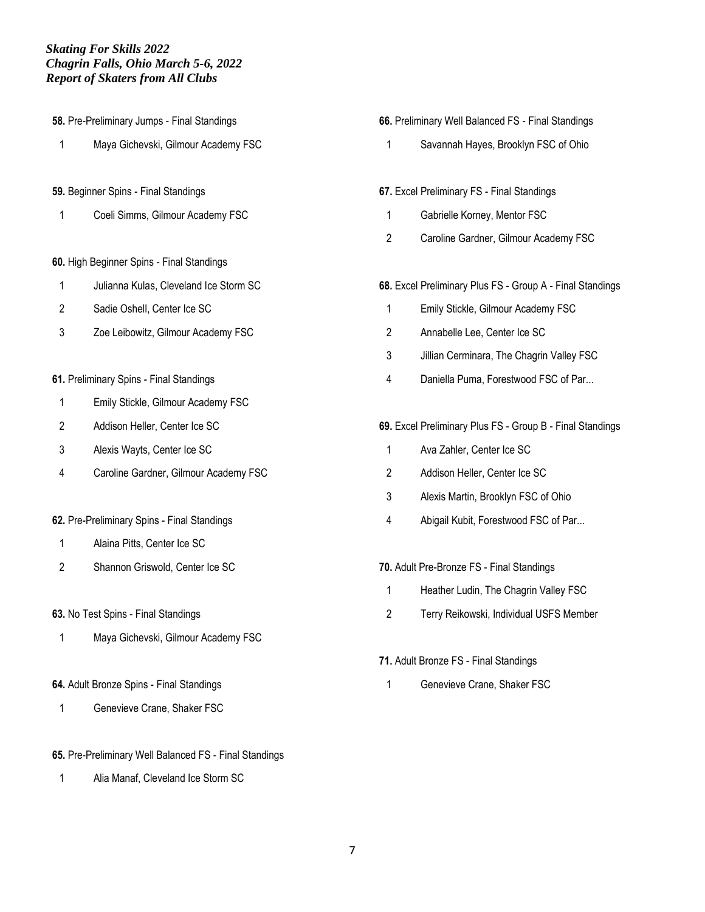**58.** Pre-Preliminary Jumps - Final Standings

1 Maya Gichevski, Gilmour Academy FSC

**59.** Beginner Spins - Final Standings

1 Coeli Simms, Gilmour Academy FSC

**60.** High Beginner Spins - Final Standings

1 Julianna Kulas, Cleveland Ice Storm SC

2 Sadie Oshell, Center Ice SC

3 Zoe Leibowitz, Gilmour Academy FSC

**61.** Preliminary Spins - Final Standings

1 Emily Stickle, Gilmour Academy FSC

2 Addison Heller, Center Ice SC

3 Alexis Wayts, Center Ice SC

4 Caroline Gardner, Gilmour Academy FSC

**62.** Pre-Preliminary Spins - Final Standings

1 Alaina Pitts, Center Ice SC

2 Shannon Griswold, Center Ice SC

**63.** No Test Spins - Final Standings

1 Maya Gichevski, Gilmour Academy FSC

**64.** Adult Bronze Spins - Final Standings

1 Genevieve Crane, Shaker FSC

**65.** Pre-Preliminary Well Balanced FS - Final Standings

1 Alia Manaf, Cleveland Ice Storm SC

**66.** Preliminary Well Balanced FS - Final Standings

1 Savannah Hayes, Brooklyn FSC of Ohio

**67.** Excel Preliminary FS - Final Standings

1 Gabrielle Korney, Mentor FSC

2 Caroline Gardner, Gilmour Academy FSC

**68.** Excel Preliminary Plus FS - Group A - Final Standings

1 Emily Stickle, Gilmour Academy FSC

2 Annabelle Lee, Center Ice SC

3 Jillian Cerminara, The Chagrin Valley FSC

4 Daniella Puma, Forestwood FSC of Par...

**69.** Excel Preliminary Plus FS - Group B - Final Standings

1 Ava Zahler, Center Ice SC

2 Addison Heller, Center Ice SC

3 Alexis Martin, Brooklyn FSC of Ohio

4 Abigail Kubit, Forestwood FSC of Par...

**70.** Adult Pre-Bronze FS - Final Standings

1 Heather Ludin, The Chagrin Valley FSC

2 Terry Reikowski, Individual USFS Member

**71.** Adult Bronze FS - Final Standings

1 Genevieve Crane, Shaker FSC